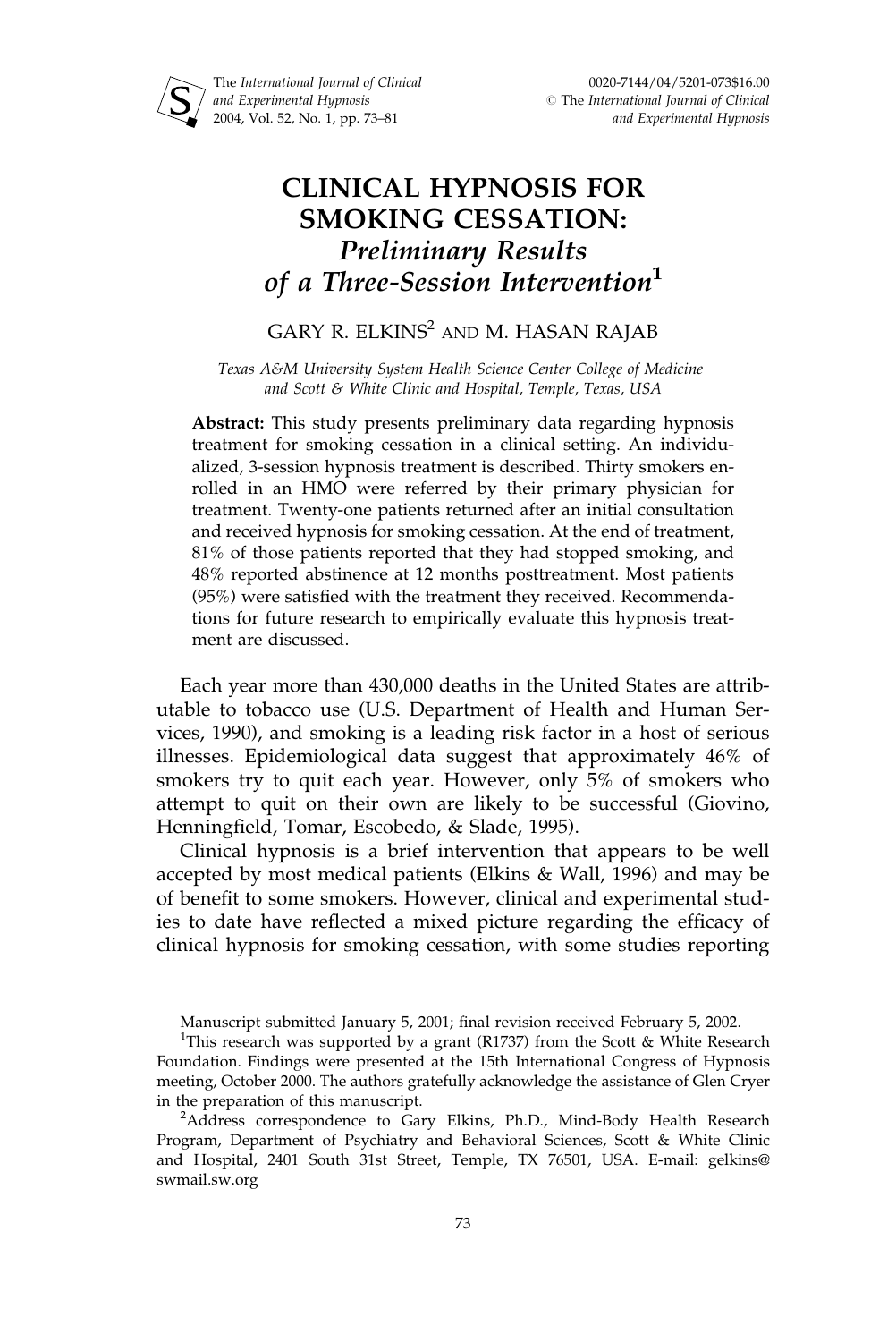# CLINICAL HYPNOSIS FOR SMOKING CESSATION: *Preliminary Results of a Three-Session Intervention*[1]

GARY R. ELKINS[2] AND M. HASAN RAJAB

*Texas A&M University System Health Science Center College of Medicine and Scott & White Clinic and Hospital, Temple, Texas, USA*

**Abstract:** This study presents preliminary data regarding hypnosis treatment for smoking cessation in a clinical setting. An individualized, 3-session hypnosis treatment is described. Thirty smokers enrolled in an HMO were referred by their primary physician for treatment. Twenty-one patients returned after an initial consultation and received hypnosis for smoking cessation. At the end of treatment, 81% of those patients reported that they had stopped smoking, and 48% reported abstinence at 12 months posttreatment. Most patients (95%) were satisfied with the treatment they received. Recommendations for future research to empirically evaluate this hypnosis treatment are discussed.

Each year more than 430,000 deaths in the United States are attributable to tobacco use (U.S. Department of Health and Human Services, 1990), and smoking is a leading risk factor in a host of serious illnesses. Epidemiological data suggest that approximately 46% of smokers try to quit each year. However, only 5% of smokers who attempt to quit on their own are likely to be successful (Giovino, Henningfield, Tomar, Escobedo, & Slade, 1995).

Clinical hypnosis is a brief intervention that appears to be well accepted by most medical patients (Elkins & Wall, 1996) and may be of benefit to some smokers. However, clinical and experimental studies to date have reflected a mixed picture regarding the efficacy of clinical hypnosis for smoking cessation, with some studies reporting

Manuscript submitted January 5, 2001; final revision received February 5, 2002.

[1]This research was supported by a grant (R1737) from the Scott & White Research Foundation. Findings were presented at the 15th International Congress of Hypnosis meeting, October 2000. The authors gratefully acknowledge the assistance of Glen Cryer in the preparation of this manuscript.

[2]Address correspondence to Gary Elkins, Ph.D., Mind-Body Health Research Program, Department of Psychiatry and Behavioral Sciences, Scott & White Clinic and Hospital, 2401 South 31st Street, Temple, TX 76501, USA. E-mail: gelkins@swmail.sw.org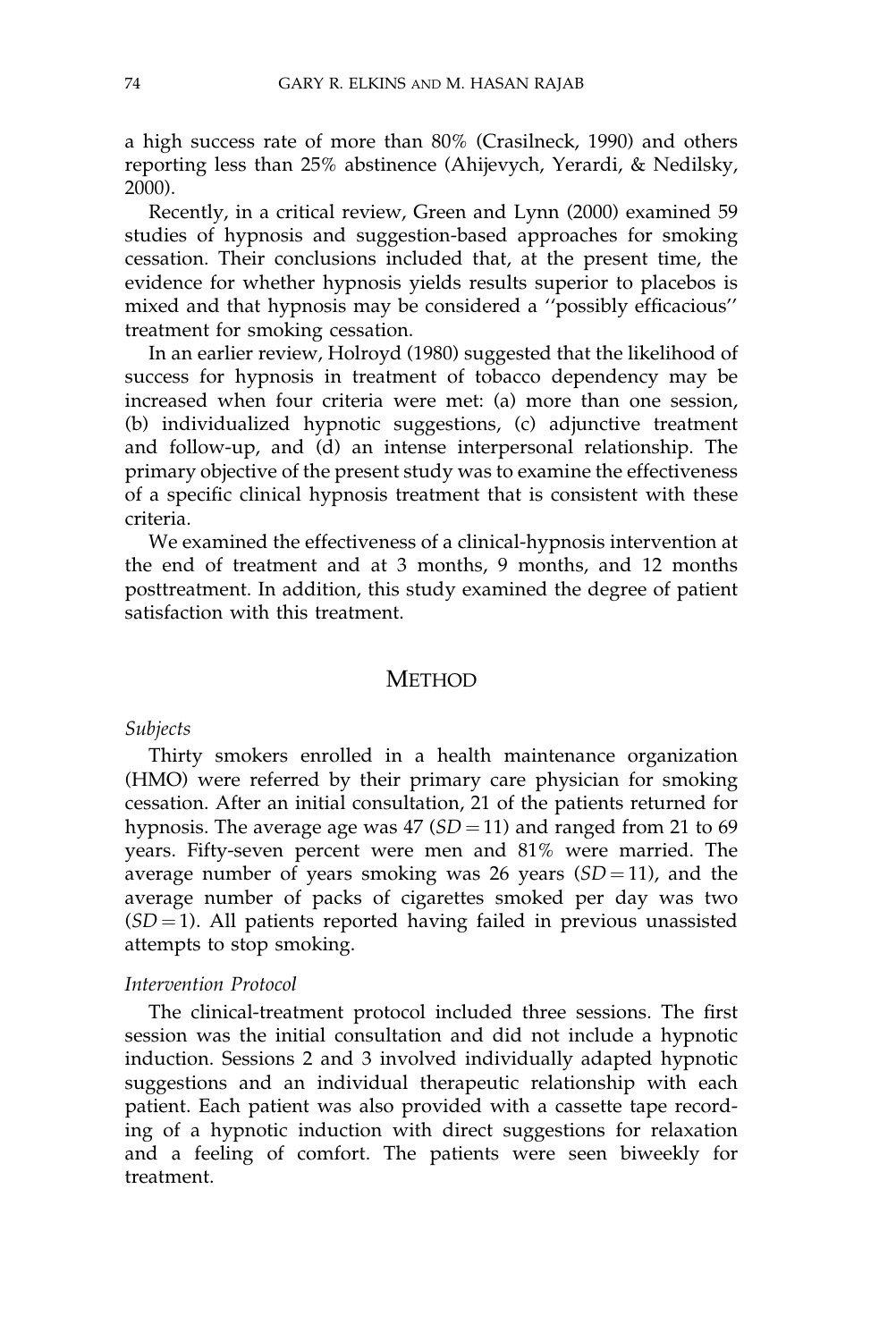a high success rate of more than 80% (Crasilneck, 1990) and others reporting less than 25% abstinence (Ahijevych, Yerardi, & Nedilsky, 2000).

Recently, in a critical review, Green and Lynn (2000) examined 59 studies of hypnosis and suggestion-based approaches for smoking cessation. Their conclusions included that, at the present time, the evidence for whether hypnosis yields results superior to placebos is mixed and that hypnosis may be considered a ''possibly efficacious'' treatment for smoking cessation.

In an earlier review, Holroyd (1980) suggested that the likelihood of success for hypnosis in treatment of tobacco dependency may be increased when four criteria were met: (a) more than one session, (b) individualized hypnotic suggestions, (c) adjunctive treatment and follow-up, and (d) an intense interpersonal relationship. The primary objective of the present study was to examine the effectiveness of a specific clinical hypnosis treatment that is consistent with these criteria.

We examined the effectiveness of a clinical-hypnosis intervention at the end of treatment and at 3 months, 9 months, and 12 months posttreatment. In addition, this study examined the degree of patient satisfaction with this treatment.

## METHOD

### *Subjects*

Thirty smokers enrolled in a health maintenance organization (HMO) were referred by their primary care physician for smoking cessation. After an initial consultation, 21 of the patients returned for hypnosis. The average age was 47 ($SD = 11$) and ranged from 21 to 69 years. Fifty-seven percent were men and 81% were married. The average number of years smoking was 26 years ($SD = 11$), and the average number of packs of cigarettes smoked per day was two ($SD = 1$). All patients reported having failed in previous unassisted attempts to stop smoking.

### *Intervention Protocol*

The clinical-treatment protocol included three sessions. The first session was the initial consultation and did not include a hypnotic induction. Sessions 2 and 3 involved individually adapted hypnotic suggestions and an individual therapeutic relationship with each patient. Each patient was also provided with a cassette tape recording of a hypnotic induction with direct suggestions for relaxation and a feeling of comfort. The patients were seen biweekly for treatment.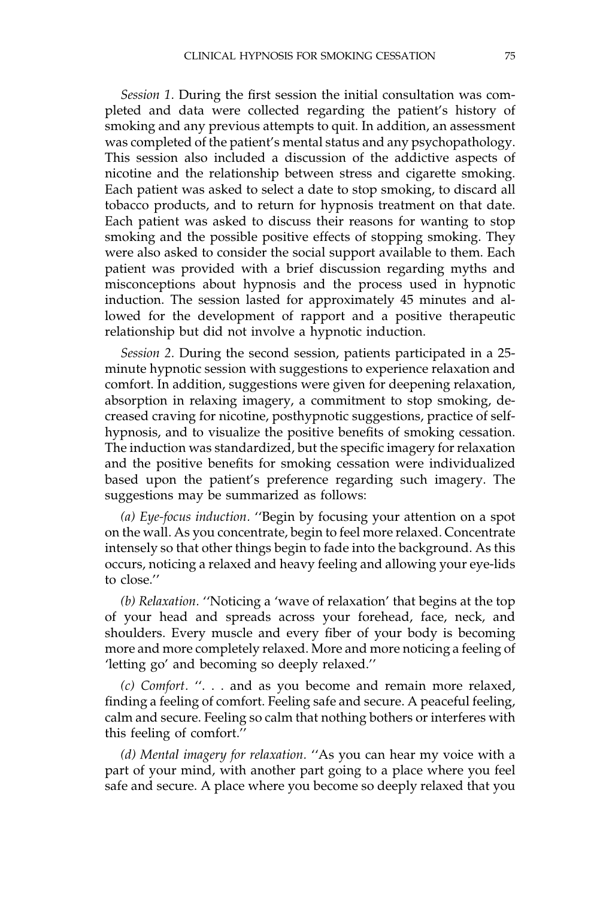*Session 1.* During the first session the initial consultation was completed and data were collected regarding the patient's history of smoking and any previous attempts to quit. In addition, an assessment was completed of the patient's mental status and any psychopathology. This session also included a discussion of the addictive aspects of nicotine and the relationship between stress and cigarette smoking. Each patient was asked to select a date to stop smoking, to discard all tobacco products, and to return for hypnosis treatment on that date. Each patient was asked to discuss their reasons for wanting to stop smoking and the possible positive effects of stopping smoking. They were also asked to consider the social support available to them. Each patient was provided with a brief discussion regarding myths and misconceptions about hypnosis and the process used in hypnotic induction. The session lasted for approximately 45 minutes and allowed for the development of rapport and a positive therapeutic relationship but did not involve a hypnotic induction.

*Session 2.* During the second session, patients participated in a 25-minute hypnotic session with suggestions to experience relaxation and comfort. In addition, suggestions were given for deepening relaxation, absorption in relaxing imagery, a commitment to stop smoking, decreased craving for nicotine, posthypnotic suggestions, practice of self-hypnosis, and to visualize the positive benefits of smoking cessation. The induction was standardized, but the specific imagery for relaxation and the positive benefits for smoking cessation were individualized based upon the patient's preference regarding such imagery. The suggestions may be summarized as follows:

*(a) Eye-focus induction.* ''Begin by focusing your attention on a spot on the wall. As you concentrate, begin to feel more relaxed. Concentrate intensely so that other things begin to fade into the background. As this occurs, noticing a relaxed and heavy feeling and allowing your eye-lids to close.''

*(b) Relaxation.* ''Noticing a 'wave of relaxation' that begins at the top of your head and spreads across your forehead, face, neck, and shoulders. Every muscle and every fiber of your body is becoming more and more completely relaxed. More and more noticing a feeling of 'letting go' and becoming so deeply relaxed.''

*(c) Comfort.* ''. . . and as you become and remain more relaxed, finding a feeling of comfort. Feeling safe and secure. A peaceful feeling, calm and secure. Feeling so calm that nothing bothers or interferes with this feeling of comfort.''

*(d) Mental imagery for relaxation.* ''As you can hear my voice with a part of your mind, with another part going to a place where you feel safe and secure. A place where you become so deeply relaxed that you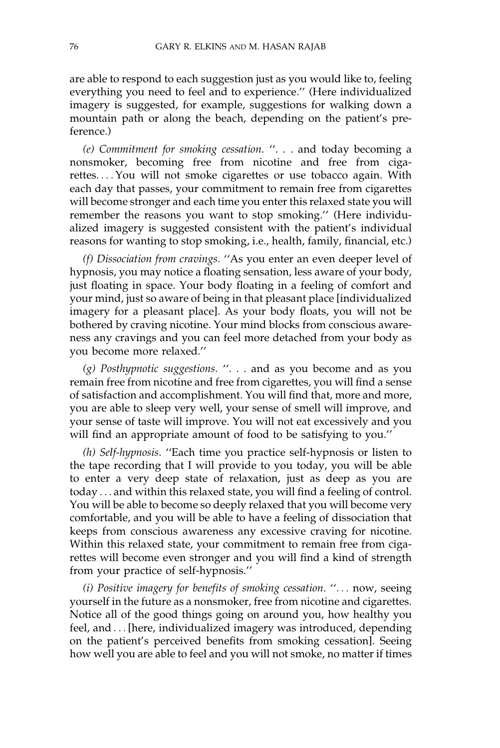are able to respond to each suggestion just as you would like to, feeling everything you need to feel and to experience.'' (Here individualized imagery is suggested, for example, suggestions for walking down a mountain path or along the beach, depending on the patient's preference.)

*(e) Commitment for smoking cessation.* ''. . . and today becoming a nonsmoker, becoming free from nicotine and free from cigarettes. . . . You will not smoke cigarettes or use tobacco again. With each day that passes, your commitment to remain free from cigarettes will become stronger and each time you enter this relaxed state you will remember the reasons you want to stop smoking.'' (Here individualized imagery is suggested consistent with the patient's individual reasons for wanting to stop smoking, i.e., health, family, financial, etc.)

*(f) Dissociation from cravings.* ''As you enter an even deeper level of hypnosis, you may notice a floating sensation, less aware of your body, just floating in space. Your body floating in a feeling of comfort and your mind, just so aware of being in that pleasant place [individualized imagery for a pleasant place]. As your body floats, you will not be bothered by craving nicotine. Your mind blocks from conscious awareness any cravings and you can feel more detached from your body as you become more relaxed.''

*(g) Posthypnotic suggestions.* ''. . . and as you become and as you remain free from nicotine and free from cigarettes, you will find a sense of satisfaction and accomplishment. You will find that, more and more, you are able to sleep very well, your sense of smell will improve, and your sense of taste will improve. You will not eat excessively and you will find an appropriate amount of food to be satisfying to you.''

*(h) Self-hypnosis.* ''Each time you practice self-hypnosis or listen to the tape recording that I will provide to you today, you will be able to enter a very deep state of relaxation, just as deep as you are today . . . and within this relaxed state, you will find a feeling of control. You will be able to become so deeply relaxed that you will become very comfortable, and you will be able to have a feeling of dissociation that keeps from conscious awareness any excessive craving for nicotine. Within this relaxed state, your commitment to remain free from cigarettes will become even stronger and you will find a kind of strength from your practice of self-hypnosis.''

*(i) Positive imagery for benefits of smoking cessation.* ''. . . now, seeing yourself in the future as a nonsmoker, free from nicotine and cigarettes. Notice all of the good things going on around you, how healthy you feel, and . . . [here, individualized imagery was introduced, depending on the patient's perceived benefits from smoking cessation]. Seeing how well you are able to feel and you will not smoke, no matter if times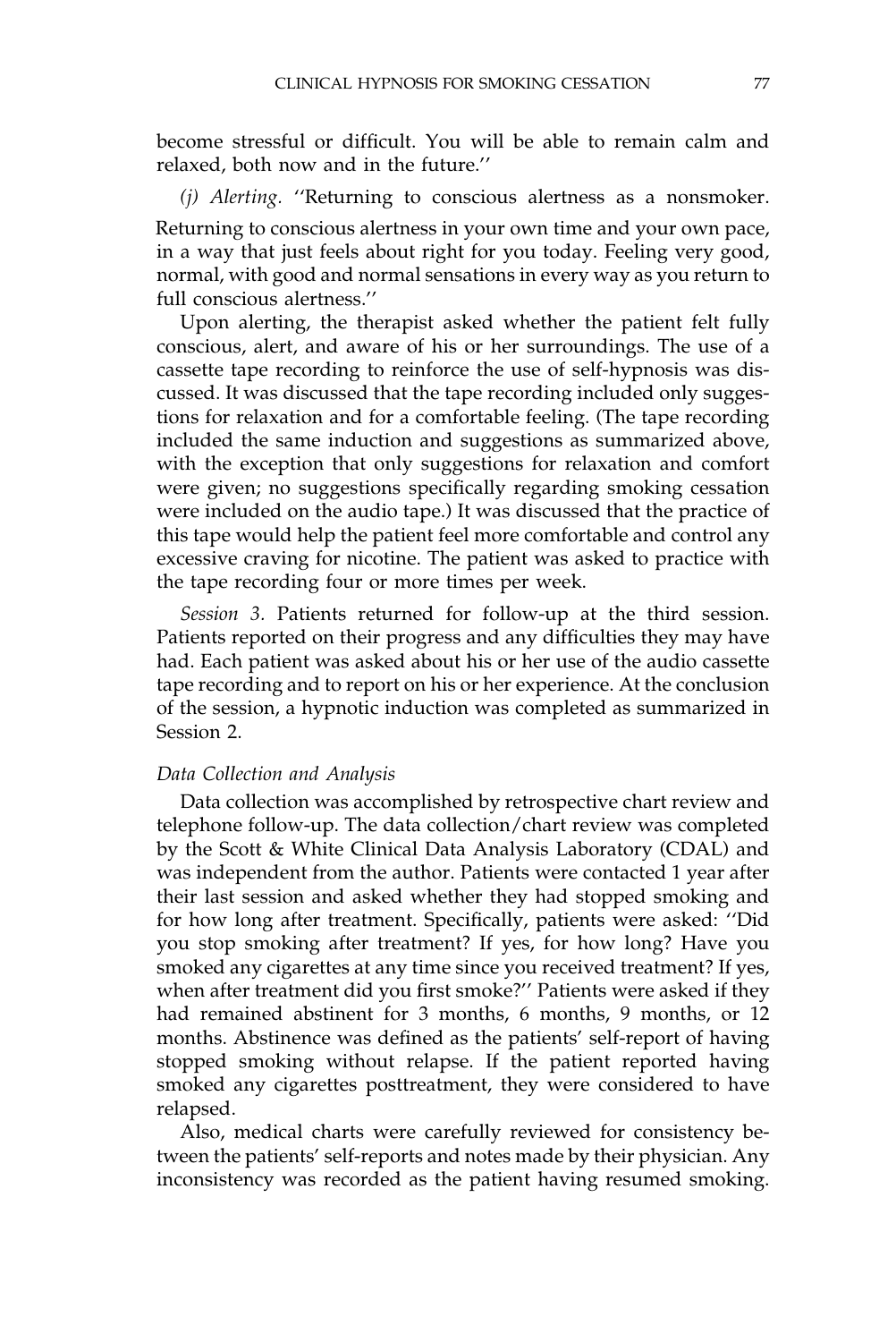become stressful or difficult. You will be able to remain calm and relaxed, both now and in the future.''

*(j) Alerting.* ''Returning to conscious alertness as a nonsmoker. Returning to conscious alertness in your own time and your own pace, in a way that just feels about right for you today. Feeling very good, normal, with good and normal sensations in every way as you return to full conscious alertness.''

Upon alerting, the therapist asked whether the patient felt fully conscious, alert, and aware of his or her surroundings. The use of a cassette tape recording to reinforce the use of self-hypnosis was discussed. It was discussed that the tape recording included only suggestions for relaxation and for a comfortable feeling. (The tape recording included the same induction and suggestions as summarized above, with the exception that only suggestions for relaxation and comfort were given; no suggestions specifically regarding smoking cessation were included on the audio tape.) It was discussed that the practice of this tape would help the patient feel more comfortable and control any excessive craving for nicotine. The patient was asked to practice with the tape recording four or more times per week.

*Session 3.* Patients returned for follow-up at the third session. Patients reported on their progress and any difficulties they may have had. Each patient was asked about his or her use of the audio cassette tape recording and to report on his or her experience. At the conclusion of the session, a hypnotic induction was completed as summarized in Session 2.

### *Data Collection and Analysis*

Data collection was accomplished by retrospective chart review and telephone follow-up. The data collection/chart review was completed by the Scott & White Clinical Data Analysis Laboratory (CDAL) and was independent from the author. Patients were contacted 1 year after their last session and asked whether they had stopped smoking and for how long after treatment. Specifically, patients were asked: ''Did you stop smoking after treatment? If yes, for how long? Have you smoked any cigarettes at any time since you received treatment? If yes, when after treatment did you first smoke?'' Patients were asked if they had remained abstinent for 3 months, 6 months, 9 months, or 12 months. Abstinence was defined as the patients' self-report of having stopped smoking without relapse. If the patient reported having smoked any cigarettes posttreatment, they were considered to have relapsed.

Also, medical charts were carefully reviewed for consistency between the patients' self-reports and notes made by their physician. Any inconsistency was recorded as the patient having resumed smoking.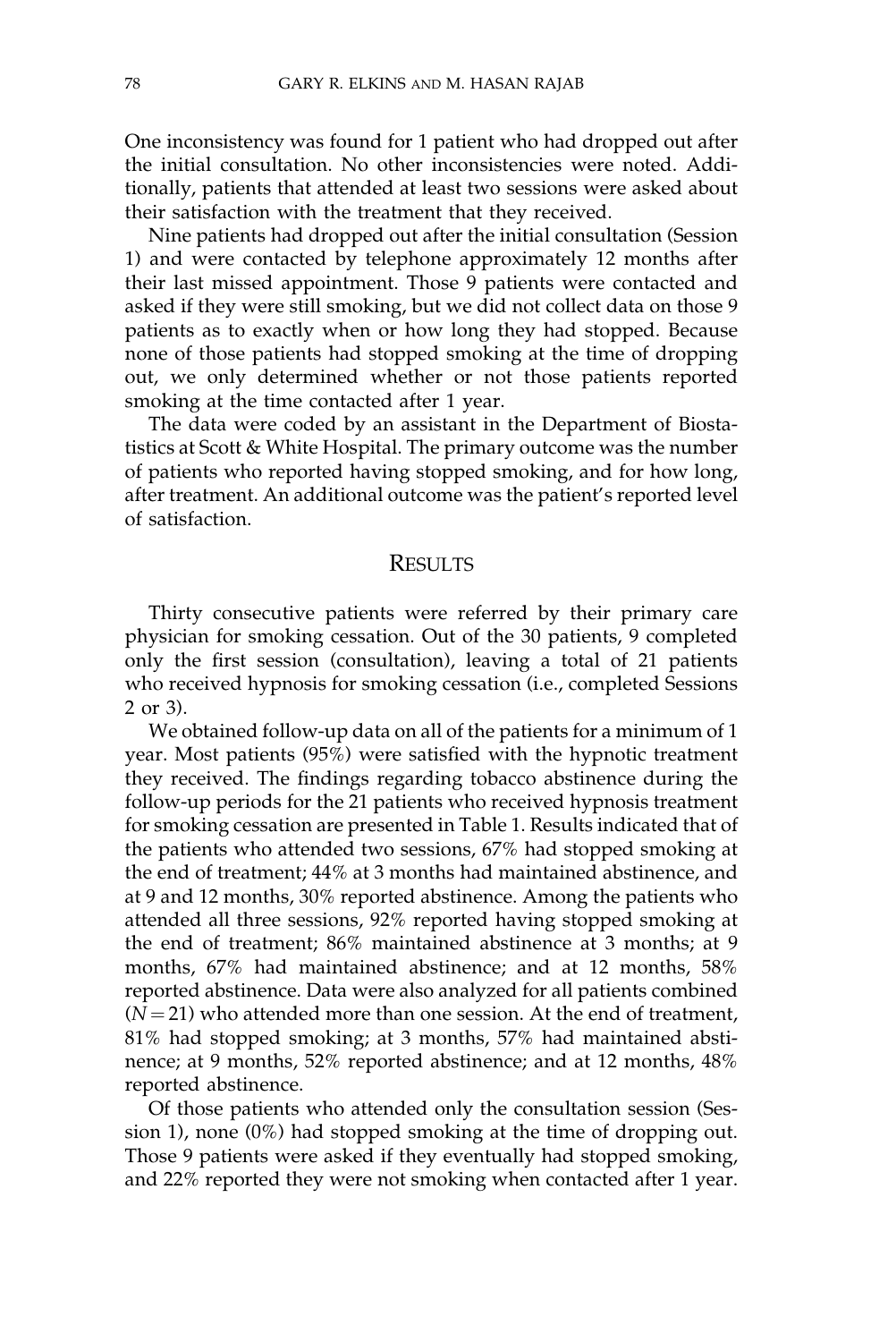One inconsistency was found for 1 patient who had dropped out after the initial consultation. No other inconsistencies were noted. Additionally, patients that attended at least two sessions were asked about their satisfaction with the treatment that they received.

Nine patients had dropped out after the initial consultation (Session 1) and were contacted by telephone approximately 12 months after their last missed appointment. Those 9 patients were contacted and asked if they were still smoking, but we did not collect data on those 9 patients as to exactly when or how long they had stopped. Because none of those patients had stopped smoking at the time of dropping out, we only determined whether or not those patients reported smoking at the time contacted after 1 year.

The data were coded by an assistant in the Department of Biostatistics at Scott & White Hospital. The primary outcome was the number of patients who reported having stopped smoking, and for how long, after treatment. An additional outcome was the patient's reported level of satisfaction.

## RESULTS

Thirty consecutive patients were referred by their primary care physician for smoking cessation. Out of the 30 patients, 9 completed only the first session (consultation), leaving a total of 21 patients who received hypnosis for smoking cessation (i.e., completed Sessions 2 or 3).

We obtained follow-up data on all of the patients for a minimum of 1 year. Most patients (95%) were satisfied with the hypnotic treatment they received. The findings regarding tobacco abstinence during the follow-up periods for the 21 patients who received hypnosis treatment for smoking cessation are presented in Table 1. Results indicated that of the patients who attended two sessions, 67% had stopped smoking at the end of treatment; 44% at 3 months had maintained abstinence, and at 9 and 12 months, 30% reported abstinence. Among the patients who attended all three sessions, 92% reported having stopped smoking at the end of treatment; 86% maintained abstinence at 3 months; at 9 months, 67% had maintained abstinence; and at 12 months, 58% reported abstinence. Data were also analyzed for all patients combined ($N = 21$) who attended more than one session. At the end of treatment, 81% had stopped smoking; at 3 months, 57% had maintained abstinence; at 9 months, 52% reported abstinence; and at 12 months, 48% reported abstinence.

Of those patients who attended only the consultation session (Session 1), none (0%) had stopped smoking at the time of dropping out. Those 9 patients were asked if they eventually had stopped smoking, and 22% reported they were not smoking when contacted after 1 year.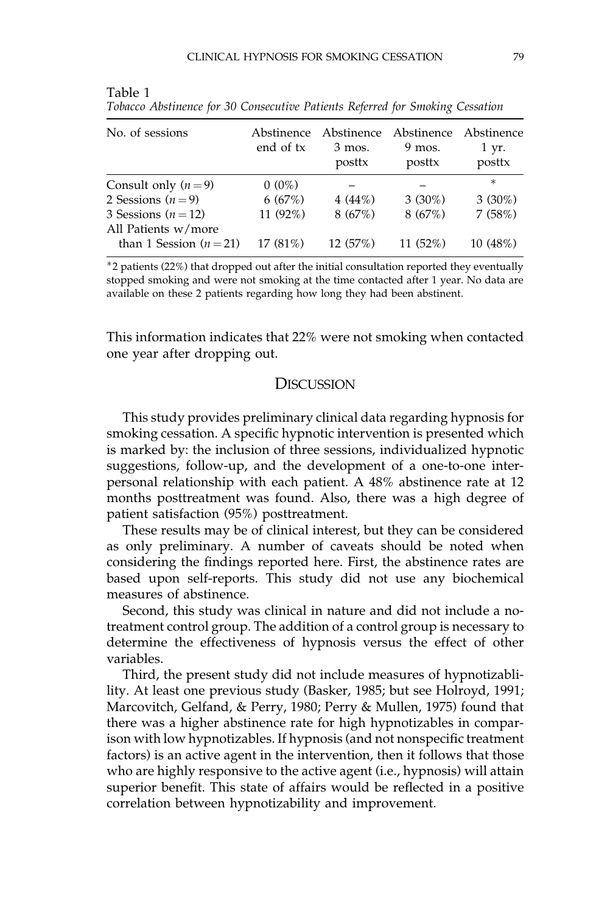Table 1
*Tobacco Abstinence for 30 Consecutive Patients Referred for Smoking Cessation*

| No. of sessions | Abstinence end of tx | Abstinence 3 mos. posttx | Abstinence 9 mos. posttx | Abstinence 1 yr. posttx |
|---|---|---|---|---|
| Consult only ($n = 9$) | 0 (0%) | – | – | * |
| 2 Sessions ($n = 9$) | 6 (67%) | 4 (44%) | 3 (30%) | 3 (30%) |
| 3 Sessions ($n = 12$) | 11 (92%) | 8 (67%) | 8 (67%) | 7 (58%) |
| All Patients w/more than 1 Session ($n = 21$) | 17 (81%) | 12 (57%) | 11 (52%) | 10 (48%) |

*2 patients (22%) that dropped out after the initial consultation reported they eventually stopped smoking and were not smoking at the time contacted after 1 year. No data are available on these 2 patients regarding how long they had been abstinent.

This information indicates that 22% were not smoking when contacted one year after dropping out.

## Discussion

This study provides preliminary clinical data regarding hypnosis for smoking cessation. A specific hypnotic intervention is presented which is marked by: the inclusion of three sessions, individualized hypnotic suggestions, follow-up, and the development of a one-to-one interpersonal relationship with each patient. A 48% abstinence rate at 12 months posttreatment was found. Also, there was a high degree of patient satisfaction (95%) posttreatment.

These results may be of clinical interest, but they can be considered as only preliminary. A number of caveats should be noted when considering the findings reported here. First, the abstinence rates are based upon self-reports. This study did not use any biochemical measures of abstinence.

Second, this study was clinical in nature and did not include a no-treatment control group. The addition of a control group is necessary to determine the effectiveness of hypnosis versus the effect of other variables.

Third, the present study did not include measures of hypnotizablility. At least one previous study (Basker, 1985; but see Holroyd, 1991; Marcovitch, Gelfand, & Perry, 1980; Perry & Mullen, 1975) found that there was a higher abstinence rate for high hypnotizables in comparison with low hypnotizables. If hypnosis (and not nonspecific treatment factors) is an active agent in the intervention, then it follows that those who are highly responsive to the active agent (i.e., hypnosis) will attain superior benefit. This state of affairs would be reflected in a positive correlation between hypnotizability and improvement.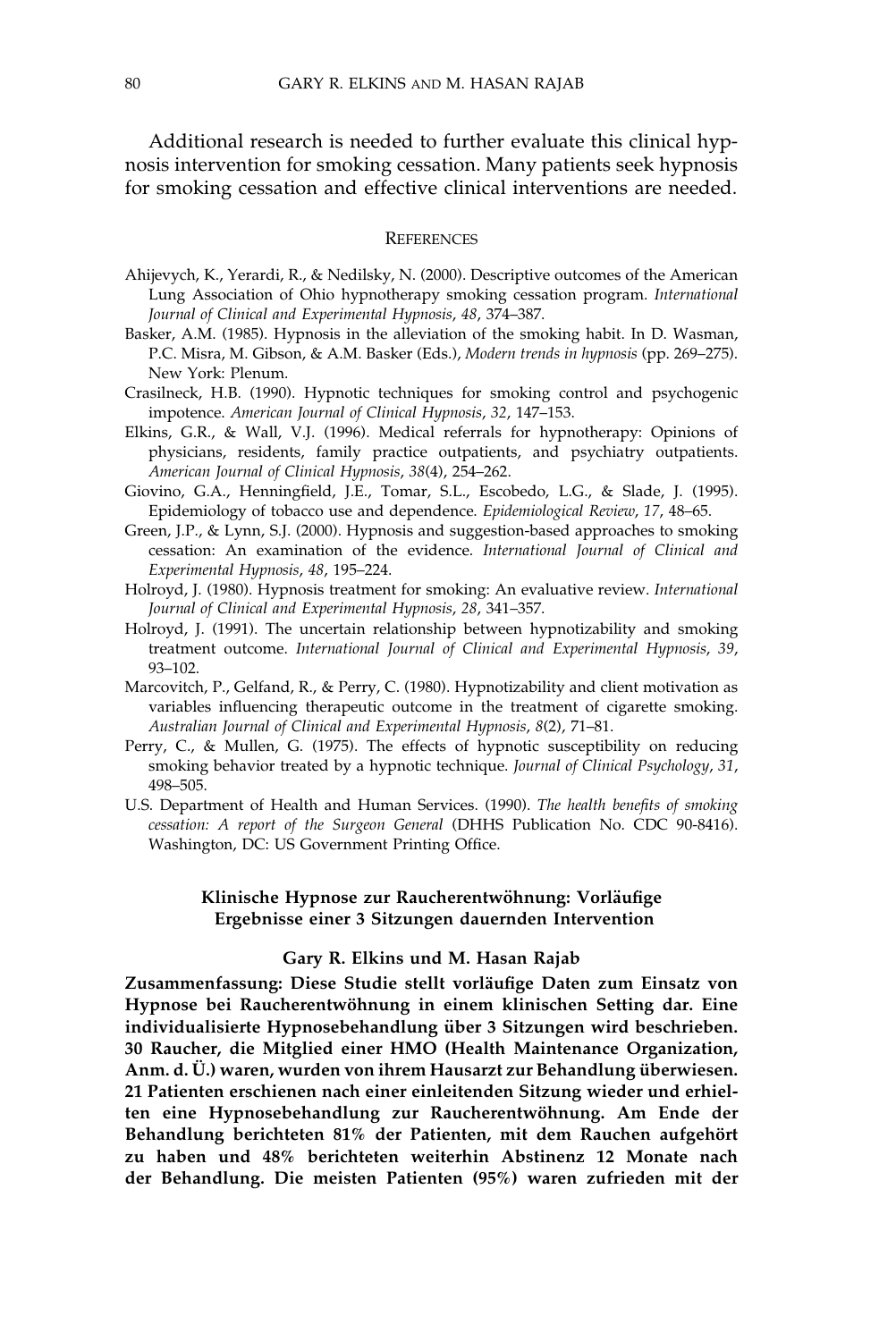Additional research is needed to further evaluate this clinical hypnosis intervention for smoking cessation. Many patients seek hypnosis for smoking cessation and effective clinical interventions are needed.

## REFERENCES

Ahijevych, K., Yerardi, R., & Nedilsky, N. (2000). Descriptive outcomes of the American Lung Association of Ohio hypnotherapy smoking cessation program. *International Journal of Clinical and Experimental Hypnosis*, *48*, 374–387.

Basker, A.M. (1985). Hypnosis in the alleviation of the smoking habit. In D. Wasman, P.C. Misra, M. Gibson, & A.M. Basker (Eds.), *Modern trends in hypnosis* (pp. 269–275). New York: Plenum.

Crasilneck, H.B. (1990). Hypnotic techniques for smoking control and psychogenic impotence. *American Journal of Clinical Hypnosis*, *32*, 147–153.

Elkins, G.R., & Wall, V.J. (1996). Medical referrals for hypnotherapy: Opinions of physicians, residents, family practice outpatients, and psychiatry outpatients. *American Journal of Clinical Hypnosis*, *38*(4), 254–262.

Giovino, G.A., Henningfield, J.E., Tomar, S.L., Escobedo, L.G., & Slade, J. (1995). Epidemiology of tobacco use and dependence. *Epidemiological Review*, *17*, 48–65.

Green, J.P., & Lynn, S.J. (2000). Hypnosis and suggestion-based approaches to smoking cessation: An examination of the evidence. *International Journal of Clinical and Experimental Hypnosis*, *48*, 195–224.

Holroyd, J. (1980). Hypnosis treatment for smoking: An evaluative review. *International Journal of Clinical and Experimental Hypnosis*, *28*, 341–357.

Holroyd, J. (1991). The uncertain relationship between hypnotizability and smoking treatment outcome. *International Journal of Clinical and Experimental Hypnosis*, *39*, 93–102.

Marcovitch, P., Gelfand, R., & Perry, C. (1980). Hypnotizability and client motivation as variables influencing therapeutic outcome in the treatment of cigarette smoking. *Australian Journal of Clinical and Experimental Hypnosis*, *8*(2), 71–81.

Perry, C., & Mullen, G. (1975). The effects of hypnotic susceptibility on reducing smoking behavior treated by a hypnotic technique. *Journal of Clinical Psychology*, *31*, 498–505.

U.S. Department of Health and Human Services. (1990). *The health benefits of smoking cessation: A report of the Surgeon General* (DHHS Publication No. CDC 90-8416). Washington, DC: US Government Printing Office.

### Klinische Hypnose zur Raucherentwöhnung: Vorläufige Ergebnisse einer 3 Sitzungen dauernden Intervention

**Gary R. Elkins und M. Hasan Rajab**

**Zusammenfassung: Diese Studie stellt vorläufige Daten zum Einsatz von Hypnose bei Raucherentwöhnung in einem klinischen Setting dar. Eine individualisierte Hypnosebehandlung über 3 Sitzungen wird beschrieben. 30 Raucher, die Mitglied einer HMO (Health Maintenance Organization, Anm. d. Ü.) waren, wurden von ihrem Hausarzt zur Behandlung überwiesen. 21 Patienten erschienen nach einer einleitenden Sitzung wieder und erhielten eine Hypnosebehandlung zur Raucherentwöhnung. Am Ende der Behandlung berichteten 81% der Patienten, mit dem Rauchen aufgehört zu haben und 48% berichteten weiterhin Abstinenz 12 Monate nach der Behandlung. Die meisten Patienten (95%) waren zufrieden mit der**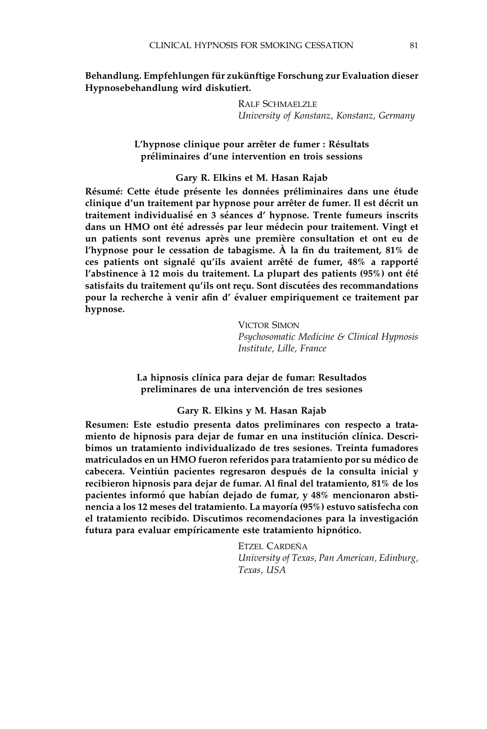**Behandlung. Empfehlungen für zukünftige Forschung zur Evaluation dieser Hypnosebehandlung wird diskutiert.**

RALF SCHMAELZLE
*University of Konstanz, Konstanz, Germany*

### L'hypnose clinique pour arrêter de fumer : Résultats préliminaires d'une intervention en trois sessions

**Gary R. Elkins et M. Hasan Rajab**

**Résumé: Cette étude présente les données préliminaires dans une étude clinique d'un traitement par hypnose pour arrêter de fumer. Il est décrit un traitement individualisé en 3 séances d' hypnose. Trente fumeurs inscrits dans un HMO ont été adressés par leur médecin pour traitement. Vingt et un patients sont revenus après une première consultation et ont eu de l'hypnose pour le cessation de tabagisme. À la fin du traitement, 81% de ces patients ont signalé qu'ils avaient arrêté de fumer, 48% a rapporté l'abstinence à 12 mois du traitement. La plupart des patients (95%) ont été satisfaits du traitement qu'ils ont reçu. Sont discutées des recommandations pour la recherche à venir afin d' évaluer empiriquement ce traitement par hypnose.**

VICTOR SIMON
*Psychosomatic Medicine & Clinical Hypnosis Institute, Lille, France*

### La hipnosis clínica para dejar de fumar: Resultados preliminares de una intervención de tres sesiones

**Gary R. Elkins y M. Hasan Rajab**

**Resumen: Este estudio presenta datos preliminares con respecto a tratamiento de hipnosis para dejar de fumar en una institución clínica. Describimos un tratamiento individualizado de tres sesiones. Treinta fumadores matriculados en un HMO fueron referidos para tratamiento por su médico de cabecera. Veintiún pacientes regresaron después de la consulta inicial y recibieron hipnosis para dejar de fumar. Al final del tratamiento, 81% de los pacientes informó que habían dejado de fumar, y 48% mencionaron abstinencia a los 12 meses del tratamiento. La mayoría (95%) estuvo satisfecha con el tratamiento recibido. Discutimos recomendaciones para la investigación futura para evaluar empíricamente este tratamiento hipnótico.**

ETZEL CARDEÑA
*University of Texas, Pan American, Edinburg, Texas, USA*